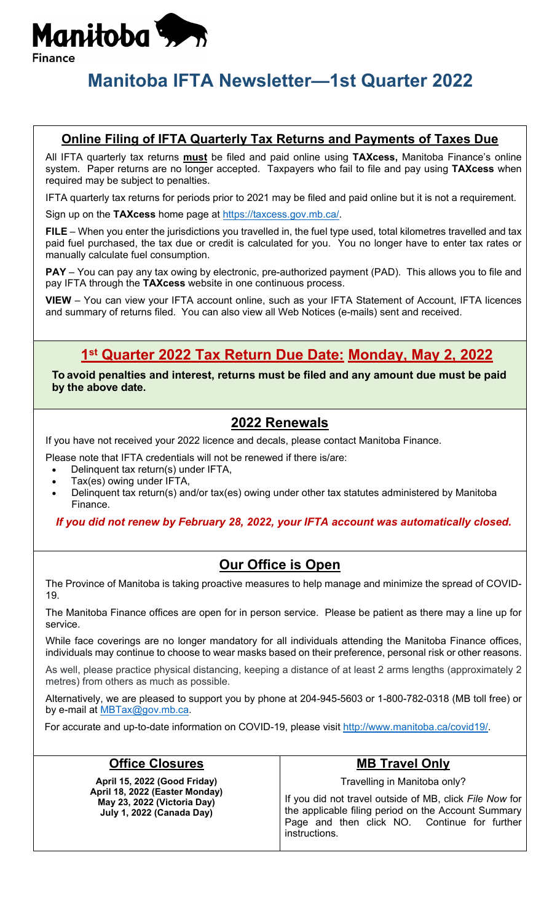Manitoba

Finance

# Manitoba IFTA Newsletter—1st Quarter 2022

## Online Filing of IFTA Quarterly Tax Returns and Payments of Taxes Due

All IFTA quarterly tax returns **must** be filed and paid online using **TAXcess,** Manitoba Finance's online system. Paper returns are no longer accepted. Taxpayers who fail to file and pay using **TAXcess** when required may be subject to penalties.

IFTA quarterly tax returns for periods prior to 2021 may be filed and paid online but it is not a requirement.

Sign up on the **TAXcess** home page at https://taxcess.gov.mb.ca/.

**FILE** – When you enter the jurisdictions you travelled in, the fuel type used, total kilometres travelled and tax paid fuel purchased, the tax due or credit is calculated for you. You no longer have to enter tax rates or manually calculate fuel consumption.

**PAY** – You can pay any tax owing by electronic, pre-authorized payment (PAD). This allows you to file and pay IFTA through the **TAXcess** website in one continuous process.

**VIEW** – You can view your IFTA account online, such as your IFTA Statement of Account, IFTA licences and summary of returns filed. You can also view all Web Notices (e-mails) sent and received.

## 1st Quarter 2022 Tax Return Due Date: Monday, May 2, 2022

**To avoid penalties and interest, returns must be filed and any amount due must be paid by the above date.**

## 2022 Renewals

If you have not received your 2022 licence and decals, please contact Manitoba Finance.

Please note that IFTA credentials will not be renewed if there is/are:

- Delinquent tax return(s) under IFTA,
- Tax(es) owing under IFTA,
- Delinquent tax return(s) and/or tax(es) owing under other tax statutes administered by Manitoba Finance.

***If you did not renew by February 28, 2022, your IFTA account was automatically closed.***

## Our Office is Open

The Province of Manitoba is taking proactive measures to help manage and minimize the spread of COVID-19.

The Manitoba Finance offices are open for in person service. Please be patient as there may a line up for service.

While face coverings are no longer mandatory for all individuals attending the Manitoba Finance offices, individuals may continue to choose to wear masks based on their preference, personal risk or other reasons.

As well, please practice physical distancing, keeping a distance of at least 2 arms lengths (approximately 2 metres) from others as much as possible.

Alternatively, we are pleased to support you by phone at 204-945-5603 or 1-800-782-0318 (MB toll free) or by e-mail at MBTax@gov.mb.ca.

For accurate and up-to-date information on COVID-19, please visit http://www.manitoba.ca/covid19/.

## Office Closures

**April 15, 2022 (Good Friday)**
**April 18, 2022 (Easter Monday)**
**May 23, 2022 (Victoria Day)**
**July 1, 2022 (Canada Day)**

## MB Travel Only

Travelling in Manitoba only?

If you did not travel outside of MB, click *File Now* for the applicable filing period on the Account Summary Page and then click NO. Continue for further instructions.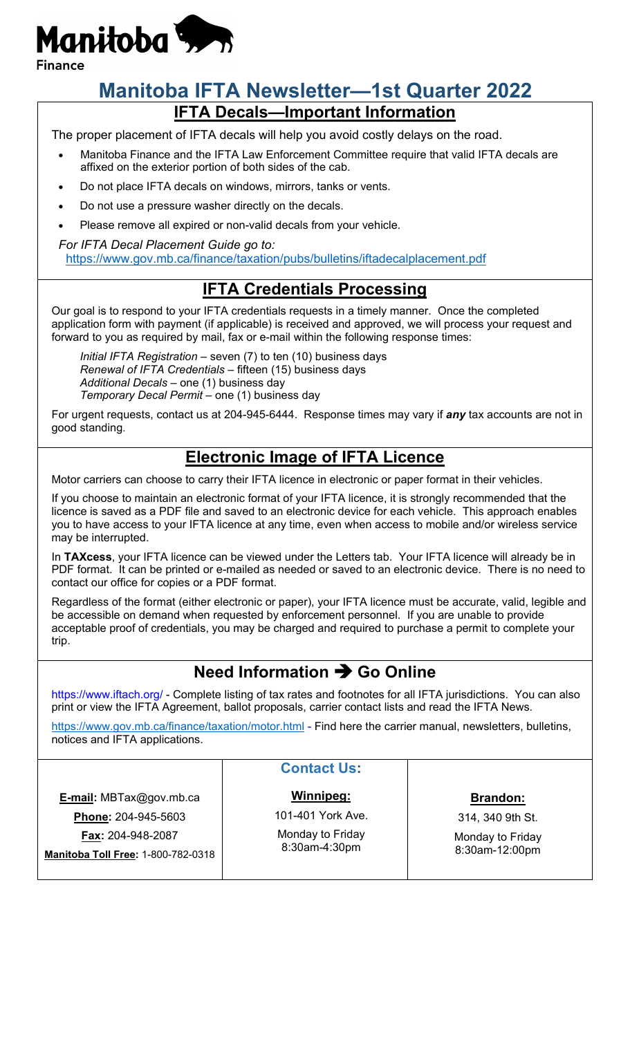Manitoba Finance

# Manitoba IFTA Newsletter—1st Quarter 2022

## IFTA Decals—Important Information

The proper placement of IFTA decals will help you avoid costly delays on the road.

- Manitoba Finance and the IFTA Law Enforcement Committee require that valid IFTA decals are affixed on the exterior portion of both sides of the cab.
- Do not place IFTA decals on windows, mirrors, tanks or vents.
- Do not use a pressure washer directly on the decals.
- Please remove all expired or non-valid decals from your vehicle.

*For IFTA Decal Placement Guide go to:*
https://www.gov.mb.ca/finance/taxation/pubs/bulletins/iftadecalplacement.pdf

## IFTA Credentials Processing

Our goal is to respond to your IFTA credentials requests in a timely manner. Once the completed application form with payment (if applicable) is received and approved, we will process your request and forward to you as required by mail, fax or e-mail within the following response times:

*Initial IFTA Registration* – seven (7) to ten (10) business days
*Renewal of IFTA Credentials* – fifteen (15) business days
*Additional Decals* – one (1) business day
*Temporary Decal Permit* – one (1) business day

For urgent requests, contact us at 204-945-6444. Response times may vary if ***any*** tax accounts are not in good standing.

## Electronic Image of IFTA Licence

Motor carriers can choose to carry their IFTA licence in electronic or paper format in their vehicles.

If you choose to maintain an electronic format of your IFTA licence, it is strongly recommended that the licence is saved as a PDF file and saved to an electronic device for each vehicle. This approach enables you to have access to your IFTA licence at any time, even when access to mobile and/or wireless service may be interrupted.

In **TAXcess**, your IFTA licence can be viewed under the Letters tab. Your IFTA licence will already be in PDF format. It can be printed or e-mailed as needed or saved to an electronic device. There is no need to contact our office for copies or a PDF format.

Regardless of the format (either electronic or paper), your IFTA licence must be accurate, valid, legible and be accessible on demand when requested by enforcement personnel. If you are unable to provide acceptable proof of credentials, you may be charged and required to purchase a permit to complete your trip.

## Need Information ➔ Go Online

https://www.iftach.org/ - Complete listing of tax rates and footnotes for all IFTA jurisdictions. You can also print or view the IFTA Agreement, ballot proposals, carrier contact lists and read the IFTA News.

https://www.gov.mb.ca/finance/taxation/motor.html - Find here the carrier manual, newsletters, bulletins, notices and IFTA applications.

### Contact Us:

**E-mail:** MBTax@gov.mb.ca
**Phone:** 204-945-5603
**Fax:** 204-948-2087
**Manitoba Toll Free:** 1-800-782-0318

**Winnipeg:**
101-401 York Ave.
Monday to Friday
8:30am-4:30pm

**Brandon:**
314, 340 9th St.
Monday to Friday
8:30am-12:00pm